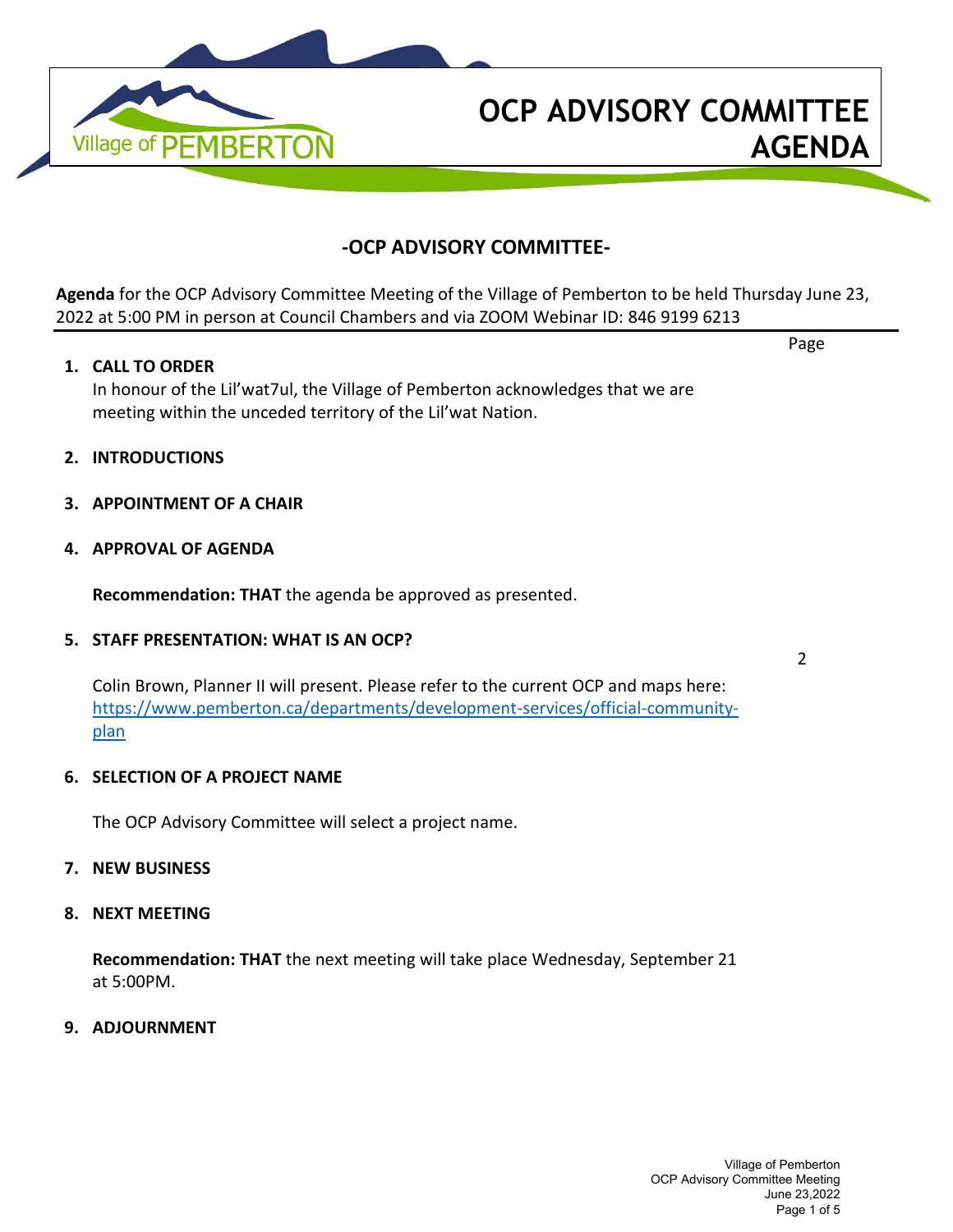# OCP ADVISORY COMMITTEE AGENDA

## -OCP ADVISORY COMMITTEE-

**Agenda** for the OCP Advisory Committee Meeting of the Village of Pemberton to be held Thursday June 23, 2022 at 5:00 PM in person at Council Chambers and via ZOOM Webinar ID: 846 9199 6213

Page

**1. CALL TO ORDER**

In honour of the Lil'wat7ul, the Village of Pemberton acknowledges that we are meeting within the unceded territory of the Lil'wat Nation.

**2. INTRODUCTIONS**

**3. APPOINTMENT OF A CHAIR**

**4. APPROVAL OF AGENDA**

**Recommendation: THAT** the agenda be approved as presented.

**5. STAFF PRESENTATION: WHAT IS AN OCP?** — 2

Colin Brown, Planner II will present. Please refer to the current OCP and maps here: https://www.pemberton.ca/departments/development-services/official-community-plan

**6. SELECTION OF A PROJECT NAME**

The OCP Advisory Committee will select a project name.

**7. NEW BUSINESS**

**8. NEXT MEETING**

**Recommendation: THAT** the next meeting will take place Wednesday, September 21 at 5:00PM.

**9. ADJOURNMENT**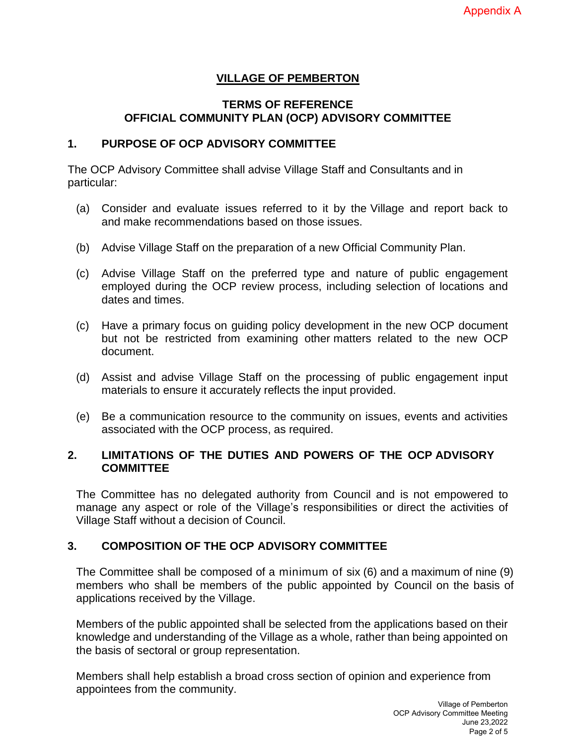Appendix A

# VILLAGE OF PEMBERTON

## TERMS OF REFERENCE
## OFFICIAL COMMUNITY PLAN (OCP) ADVISORY COMMITTEE

### 1. PURPOSE OF OCP ADVISORY COMMITTEE

The OCP Advisory Committee shall advise Village Staff and Consultants and in particular:

(a) Consider and evaluate issues referred to it by the Village and report back to and make recommendations based on those issues.

(b) Advise Village Staff on the preparation of a new Official Community Plan.

(c) Advise Village Staff on the preferred type and nature of public engagement employed during the OCP review process, including selection of locations and dates and times.

(c) Have a primary focus on guiding policy development in the new OCP document but not be restricted from examining other matters related to the new OCP document.

(d) Assist and advise Village Staff on the processing of public engagement input materials to ensure it accurately reflects the input provided.

(e) Be a communication resource to the community on issues, events and activities associated with the OCP process, as required.

### 2. LIMITATIONS OF THE DUTIES AND POWERS OF THE OCP ADVISORY COMMITTEE

The Committee has no delegated authority from Council and is not empowered to manage any aspect or role of the Village's responsibilities or direct the activities of Village Staff without a decision of Council.

### 3. COMPOSITION OF THE OCP ADVISORY COMMITTEE

The Committee shall be composed of a minimum of six (6) and a maximum of nine (9) members who shall be members of the public appointed by Council on the basis of applications received by the Village.

Members of the public appointed shall be selected from the applications based on their knowledge and understanding of the Village as a whole, rather than being appointed on the basis of sectoral or group representation.

Members shall help establish a broad cross section of opinion and experience from appointees from the community.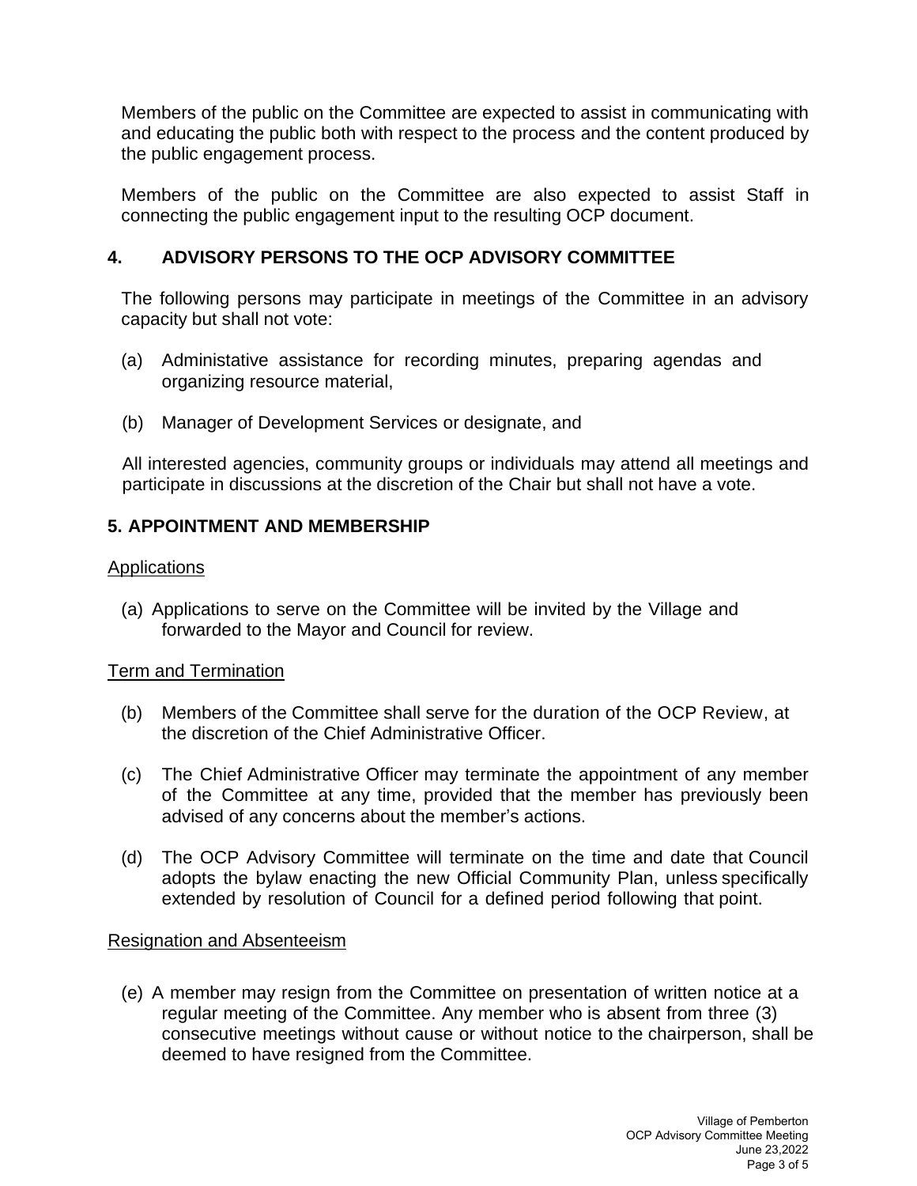Members of the public on the Committee are expected to assist in communicating with and educating the public both with respect to the process and the content produced by the public engagement process.

Members of the public on the Committee are also expected to assist Staff in connecting the public engagement input to the resulting OCP document.

## 4. ADVISORY PERSONS TO THE OCP ADVISORY COMMITTEE

The following persons may participate in meetings of the Committee in an advisory capacity but shall not vote:

(a) Administative assistance for recording minutes, preparing agendas and organizing resource material,

(b) Manager of Development Services or designate, and

All interested agencies, community groups or individuals may attend all meetings and participate in discussions at the discretion of the Chair but shall not have a vote.

## 5. APPOINTMENT AND MEMBERSHIP

<u>Applications</u>

(a) Applications to serve on the Committee will be invited by the Village and forwarded to the Mayor and Council for review.

<u>Term and Termination</u>

(b) Members of the Committee shall serve for the duration of the OCP Review, at the discretion of the Chief Administrative Officer.

(c) The Chief Administrative Officer may terminate the appointment of any member of the Committee at any time, provided that the member has previously been advised of any concerns about the member's actions.

(d) The OCP Advisory Committee will terminate on the time and date that Council adopts the bylaw enacting the new Official Community Plan, unless specifically extended by resolution of Council for a defined period following that point.

<u>Resignation and Absenteeism</u>

(e) A member may resign from the Committee on presentation of written notice at a regular meeting of the Committee. Any member who is absent from three (3) consecutive meetings without cause or without notice to the chairperson, shall be deemed to have resigned from the Committee.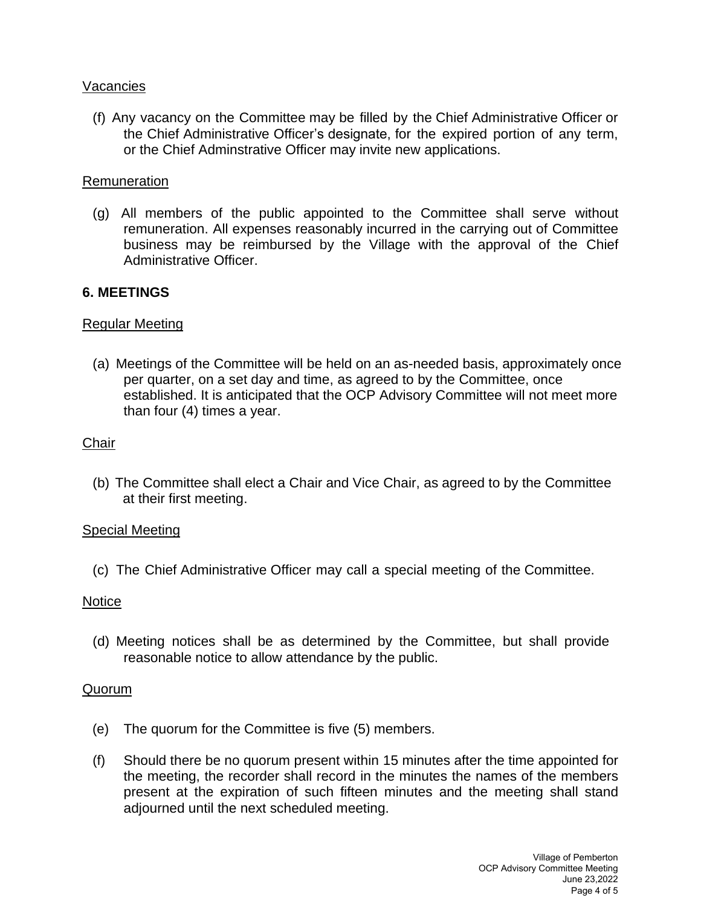Vacancies

(f) Any vacancy on the Committee may be filled by the Chief Administrative Officer or the Chief Administrative Officer's designate, for the expired portion of any term, or the Chief Adminstrative Officer may invite new applications.

Remuneration

(g) All members of the public appointed to the Committee shall serve without remuneration. All expenses reasonably incurred in the carrying out of Committee business may be reimbursed by the Village with the approval of the Chief Administrative Officer.

**6. MEETINGS**

Regular Meeting

(a) Meetings of the Committee will be held on an as-needed basis, approximately once per quarter, on a set day and time, as agreed to by the Committee, once established. It is anticipated that the OCP Advisory Committee will not meet more than four (4) times a year.

Chair

(b) The Committee shall elect a Chair and Vice Chair, as agreed to by the Committee at their first meeting.

Special Meeting

(c) The Chief Administrative Officer may call a special meeting of the Committee.

Notice

(d) Meeting notices shall be as determined by the Committee, but shall provide reasonable notice to allow attendance by the public.

Quorum

(e) The quorum for the Committee is five (5) members.

(f) Should there be no quorum present within 15 minutes after the time appointed for the meeting, the recorder shall record in the minutes the names of the members present at the expiration of such fifteen minutes and the meeting shall stand adjourned until the next scheduled meeting.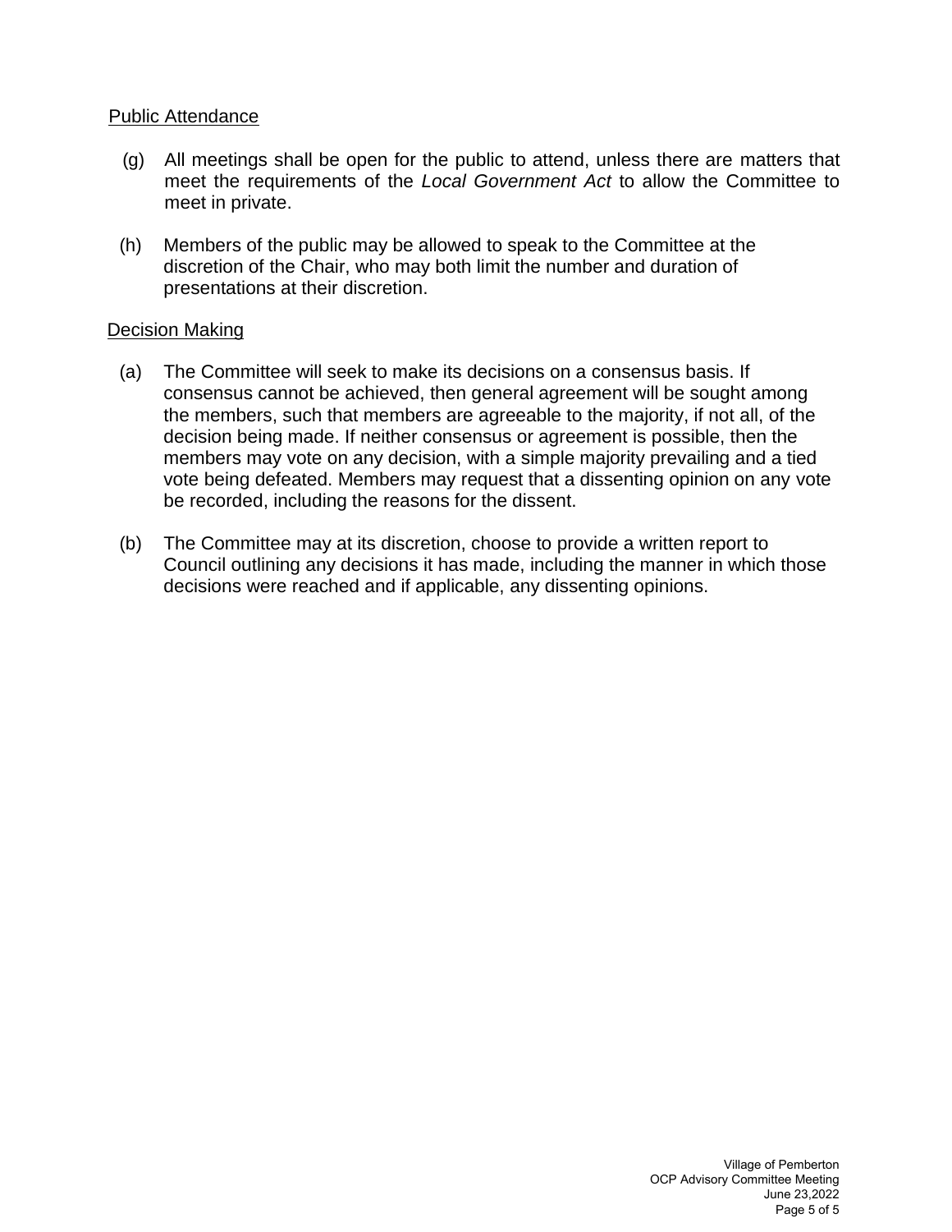Public Attendance

(g) All meetings shall be open for the public to attend, unless there are matters that meet the requirements of the *Local Government Act* to allow the Committee to meet in private.

(h) Members of the public may be allowed to speak to the Committee at the discretion of the Chair, who may both limit the number and duration of presentations at their discretion.

Decision Making

(a) The Committee will seek to make its decisions on a consensus basis. If consensus cannot be achieved, then general agreement will be sought among the members, such that members are agreeable to the majority, if not all, of the decision being made. If neither consensus or agreement is possible, then the members may vote on any decision, with a simple majority prevailing and a tied vote being defeated. Members may request that a dissenting opinion on any vote be recorded, including the reasons for the dissent.

(b) The Committee may at its discretion, choose to provide a written report to Council outlining any decisions it has made, including the manner in which those decisions were reached and if applicable, any dissenting opinions.